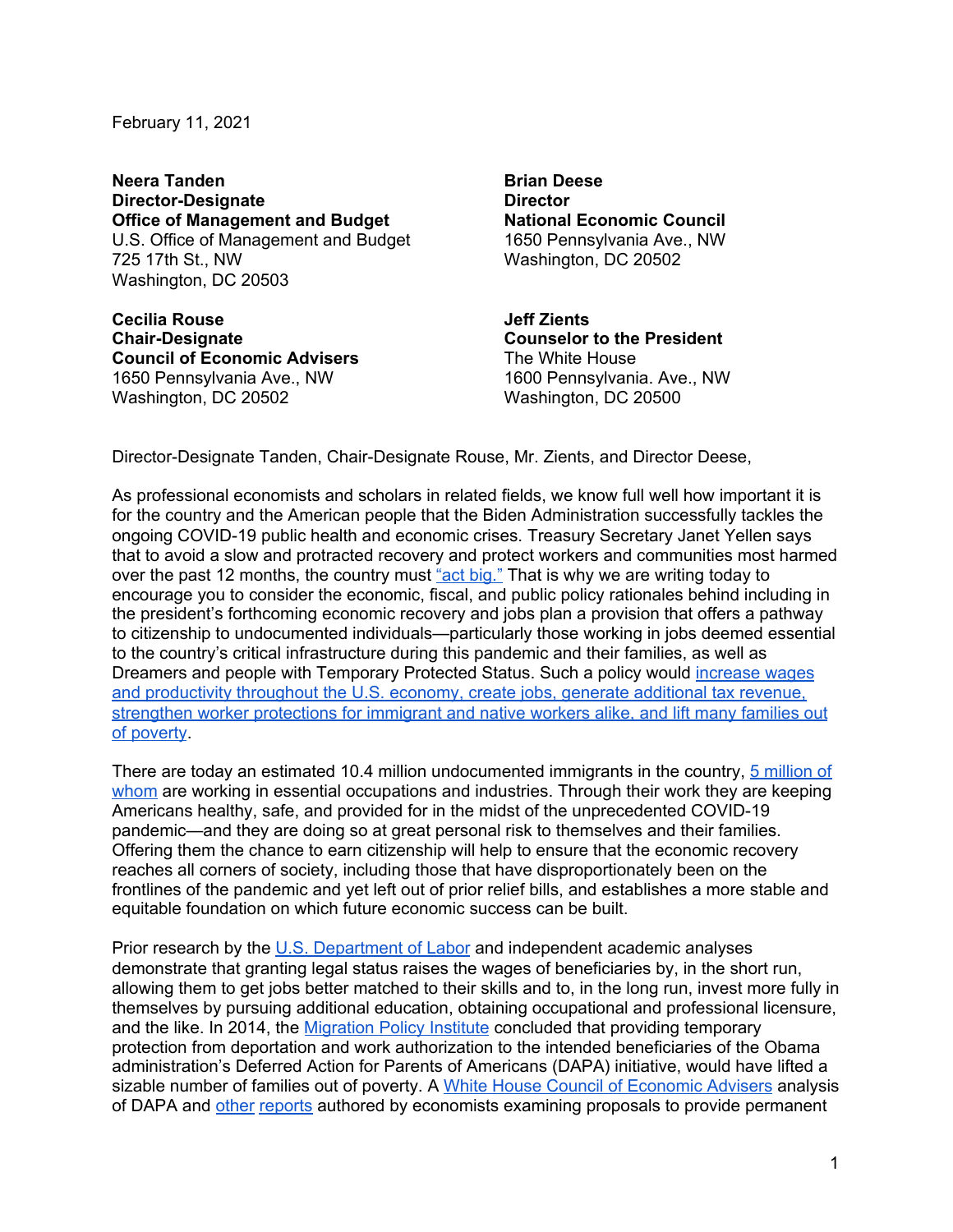February 11, 2021

**Neera Tanden**
**Director-Designate**
**Office of Management and Budget**
U.S. Office of Management and Budget
725 17th St., NW
Washington, DC 20503

**Brian Deese**
**Director**
**National Economic Council**
1650 Pennsylvania Ave., NW
Washington, DC 20502

**Cecilia Rouse**
**Chair-Designate**
**Council of Economic Advisers**
1650 Pennsylvania Ave., NW
Washington, DC 20502

**Jeff Zients**
**Counselor to the President**
The White House
1600 Pennsylvania. Ave., NW
Washington, DC 20500

Director-Designate Tanden, Chair-Designate Rouse, Mr. Zients, and Director Deese,

As professional economists and scholars in related fields, we know full well how important it is for the country and the American people that the Biden Administration successfully tackles the ongoing COVID-19 public health and economic crises. Treasury Secretary Janet Yellen says that to avoid a slow and protracted recovery and protect workers and communities most harmed over the past 12 months, the country must "act big." That is why we are writing today to encourage you to consider the economic, fiscal, and public policy rationales behind including in the president's forthcoming economic recovery and jobs plan a provision that offers a pathway to citizenship to undocumented individuals—particularly those working in jobs deemed essential to the country's critical infrastructure during this pandemic and their families, as well as Dreamers and people with Temporary Protected Status. Such a policy would increase wages and productivity throughout the U.S. economy, create jobs, generate additional tax revenue, strengthen worker protections for immigrant and native workers alike, and lift many families out of poverty.

There are today an estimated 10.4 million undocumented immigrants in the country, 5 million of whom are working in essential occupations and industries. Through their work they are keeping Americans healthy, safe, and provided for in the midst of the unprecedented COVID-19 pandemic—and they are doing so at great personal risk to themselves and their families. Offering them the chance to earn citizenship will help to ensure that the economic recovery reaches all corners of society, including those that have disproportionately been on the frontlines of the pandemic and yet left out of prior relief bills, and establishes a more stable and equitable foundation on which future economic success can be built.

Prior research by the U.S. Department of Labor and independent academic analyses demonstrate that granting legal status raises the wages of beneficiaries by, in the short run, allowing them to get jobs better matched to their skills and to, in the long run, invest more fully in themselves by pursuing additional education, obtaining occupational and professional licensure, and the like. In 2014, the Migration Policy Institute concluded that providing temporary protection from deportation and work authorization to the intended beneficiaries of the Obama administration's Deferred Action for Parents of Americans (DAPA) initiative, would have lifted a sizable number of families out of poverty. A White House Council of Economic Advisers analysis of DAPA and other reports authored by economists examining proposals to provide permanent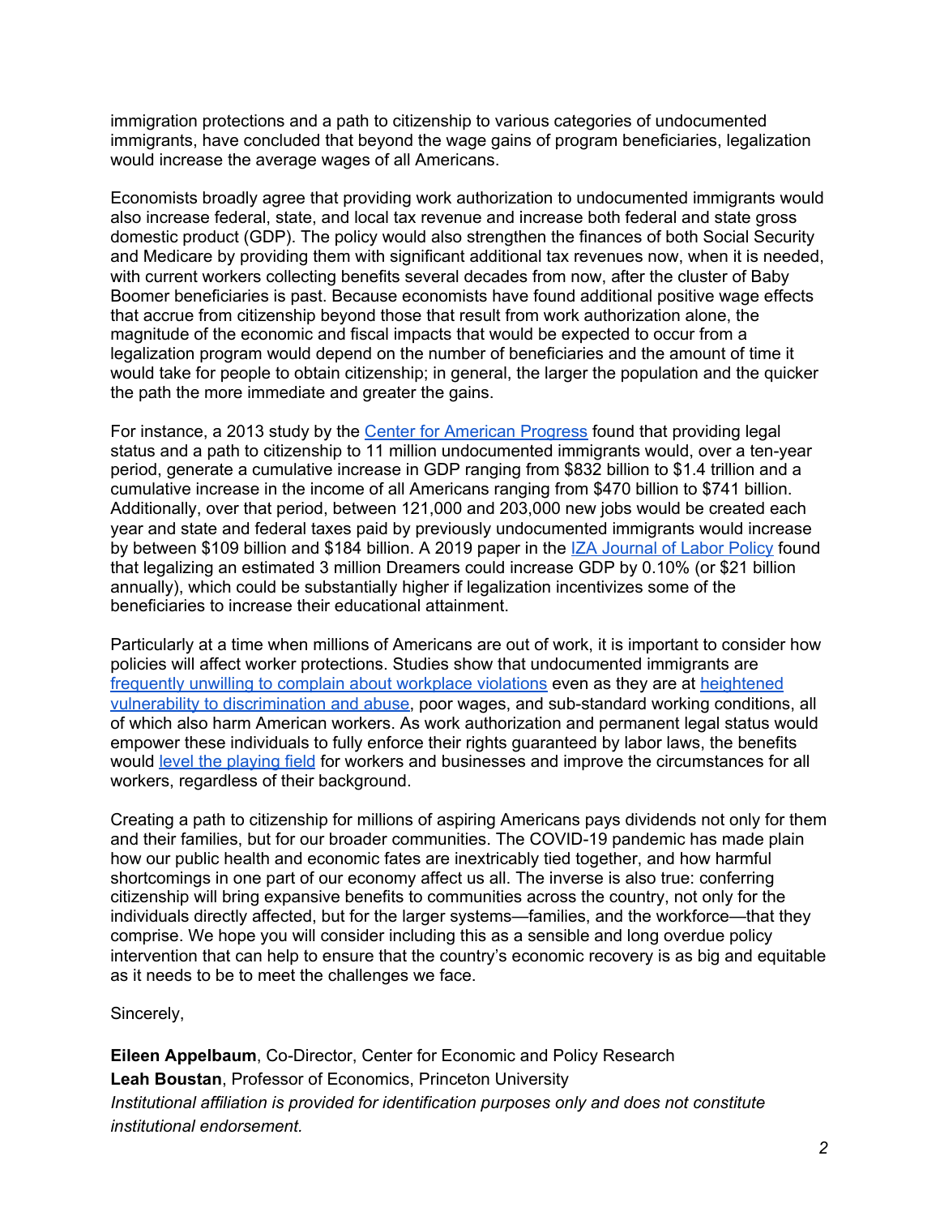immigration protections and a path to citizenship to various categories of undocumented immigrants, have concluded that beyond the wage gains of program beneficiaries, legalization would increase the average wages of all Americans.

Economists broadly agree that providing work authorization to undocumented immigrants would also increase federal, state, and local tax revenue and increase both federal and state gross domestic product (GDP). The policy would also strengthen the finances of both Social Security and Medicare by providing them with significant additional tax revenues now, when it is needed, with current workers collecting benefits several decades from now, after the cluster of Baby Boomer beneficiaries is past. Because economists have found additional positive wage effects that accrue from citizenship beyond those that result from work authorization alone, the magnitude of the economic and fiscal impacts that would be expected to occur from a legalization program would depend on the number of beneficiaries and the amount of time it would take for people to obtain citizenship; in general, the larger the population and the quicker the path the more immediate and greater the gains.

For instance, a 2013 study by the Center for American Progress found that providing legal status and a path to citizenship to 11 million undocumented immigrants would, over a ten-year period, generate a cumulative increase in GDP ranging from $832 billion to $1.4 trillion and a cumulative increase in the income of all Americans ranging from $470 billion to $741 billion. Additionally, over that period, between 121,000 and 203,000 new jobs would be created each year and state and federal taxes paid by previously undocumented immigrants would increase by between $109 billion and $184 billion. A 2019 paper in the IZA Journal of Labor Policy found that legalizing an estimated 3 million Dreamers could increase GDP by 0.10% (or $21 billion annually), which could be substantially higher if legalization incentivizes some of the beneficiaries to increase their educational attainment.

Particularly at a time when millions of Americans are out of work, it is important to consider how policies will affect worker protections. Studies show that undocumented immigrants are frequently unwilling to complain about workplace violations even as they are at heightened vulnerability to discrimination and abuse, poor wages, and sub-standard working conditions, all of which also harm American workers. As work authorization and permanent legal status would empower these individuals to fully enforce their rights guaranteed by labor laws, the benefits would level the playing field for workers and businesses and improve the circumstances for all workers, regardless of their background.

Creating a path to citizenship for millions of aspiring Americans pays dividends not only for them and their families, but for our broader communities. The COVID-19 pandemic has made plain how our public health and economic fates are inextricably tied together, and how harmful shortcomings in one part of our economy affect us all. The inverse is also true: conferring citizenship will bring expansive benefits to communities across the country, not only for the individuals directly affected, but for the larger systems—families, and the workforce—that they comprise. We hope you will consider including this as a sensible and long overdue policy intervention that can help to ensure that the country's economic recovery is as big and equitable as it needs to be to meet the challenges we face.

Sincerely,

**Eileen Appelbaum**, Co-Director, Center for Economic and Policy Research
**Leah Boustan**, Professor of Economics, Princeton University
*Institutional affiliation is provided for identification purposes only and does not constitute institutional endorsement.*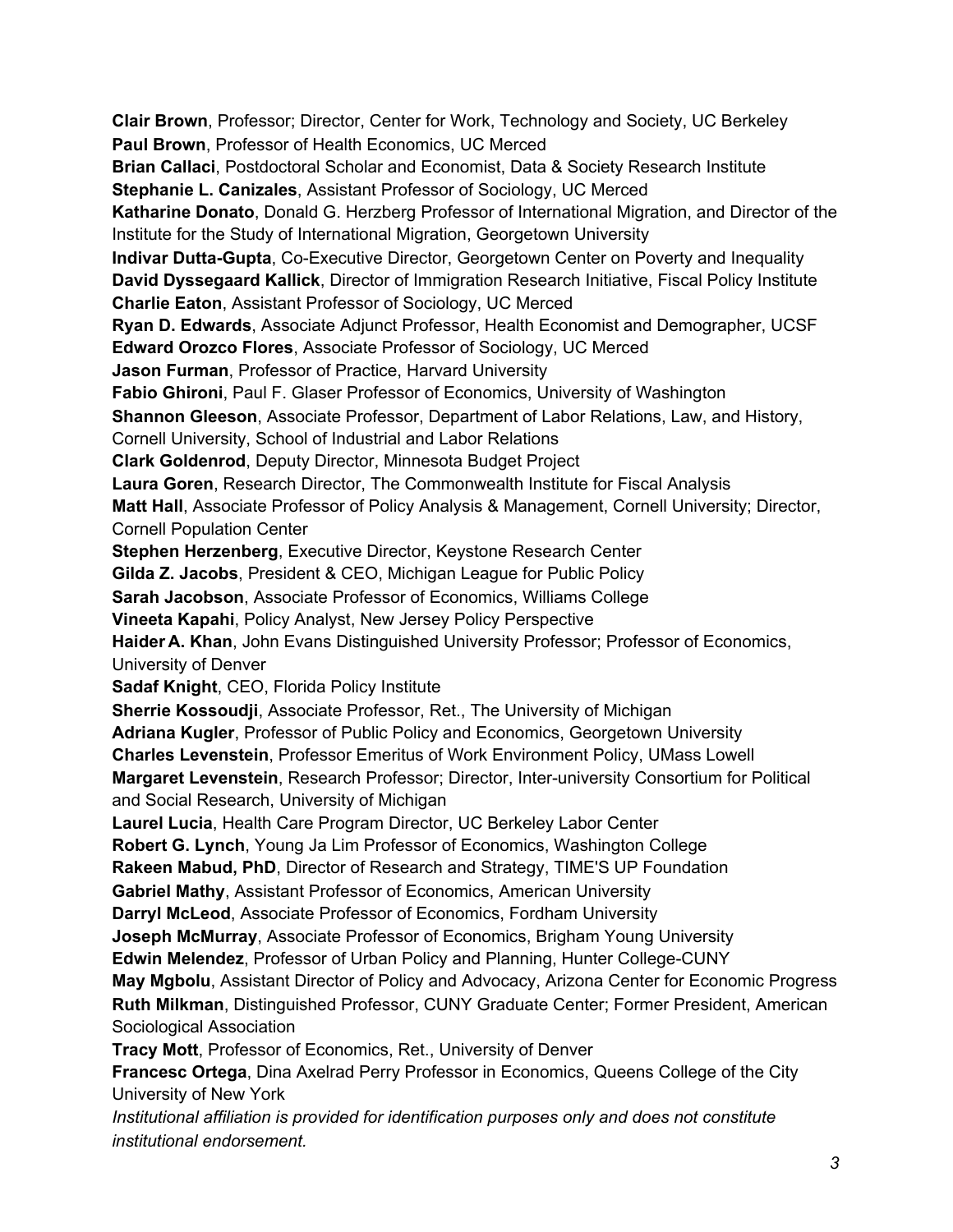**Clair Brown**, Professor; Director, Center for Work, Technology and Society, UC Berkeley
**Paul Brown**, Professor of Health Economics, UC Merced
**Brian Callaci**, Postdoctoral Scholar and Economist, Data & Society Research Institute
**Stephanie L. Canizales**, Assistant Professor of Sociology, UC Merced
**Katharine Donato**, Donald G. Herzberg Professor of International Migration, and Director of the Institute for the Study of International Migration, Georgetown University
**Indivar Dutta-Gupta**, Co-Executive Director, Georgetown Center on Poverty and Inequality
**David Dyssegaard Kallick**, Director of Immigration Research Initiative, Fiscal Policy Institute
**Charlie Eaton**, Assistant Professor of Sociology, UC Merced
**Ryan D. Edwards**, Associate Adjunct Professor, Health Economist and Demographer, UCSF
**Edward Orozco Flores**, Associate Professor of Sociology, UC Merced
**Jason Furman**, Professor of Practice, Harvard University
**Fabio Ghironi**, Paul F. Glaser Professor of Economics, University of Washington
**Shannon Gleeson**, Associate Professor, Department of Labor Relations, Law, and History, Cornell University, School of Industrial and Labor Relations
**Clark Goldenrod**, Deputy Director, Minnesota Budget Project
**Laura Goren**, Research Director, The Commonwealth Institute for Fiscal Analysis
**Matt Hall**, Associate Professor of Policy Analysis & Management, Cornell University; Director, Cornell Population Center
**Stephen Herzenberg**, Executive Director, Keystone Research Center
**Gilda Z. Jacobs**, President & CEO, Michigan League for Public Policy
**Sarah Jacobson**, Associate Professor of Economics, Williams College
**Vineeta Kapahi**, Policy Analyst, New Jersey Policy Perspective
**Haider A. Khan**, John Evans Distinguished University Professor; Professor of Economics, University of Denver
**Sadaf Knight**, CEO, Florida Policy Institute
**Sherrie Kossoudji**, Associate Professor, Ret., The University of Michigan
**Adriana Kugler**, Professor of Public Policy and Economics, Georgetown University
**Charles Levenstein**, Professor Emeritus of Work Environment Policy, UMass Lowell
**Margaret Levenstein**, Research Professor; Director, Inter-university Consortium for Political and Social Research, University of Michigan
**Laurel Lucia**, Health Care Program Director, UC Berkeley Labor Center
**Robert G. Lynch**, Young Ja Lim Professor of Economics, Washington College
**Rakeen Mabud, PhD**, Director of Research and Strategy, TIME'S UP Foundation
**Gabriel Mathy**, Assistant Professor of Economics, American University
**Darryl McLeod**, Associate Professor of Economics, Fordham University
**Joseph McMurray**, Associate Professor of Economics, Brigham Young University
**Edwin Melendez**, Professor of Urban Policy and Planning, Hunter College-CUNY
**May Mgbolu**, Assistant Director of Policy and Advocacy, Arizona Center for Economic Progress
**Ruth Milkman**, Distinguished Professor, CUNY Graduate Center; Former President, American Sociological Association
**Tracy Mott**, Professor of Economics, Ret., University of Denver
**Francesc Ortega**, Dina Axelrad Perry Professor in Economics, Queens College of the City University of New York

*Institutional affiliation is provided for identification purposes only and does not constitute institutional endorsement.*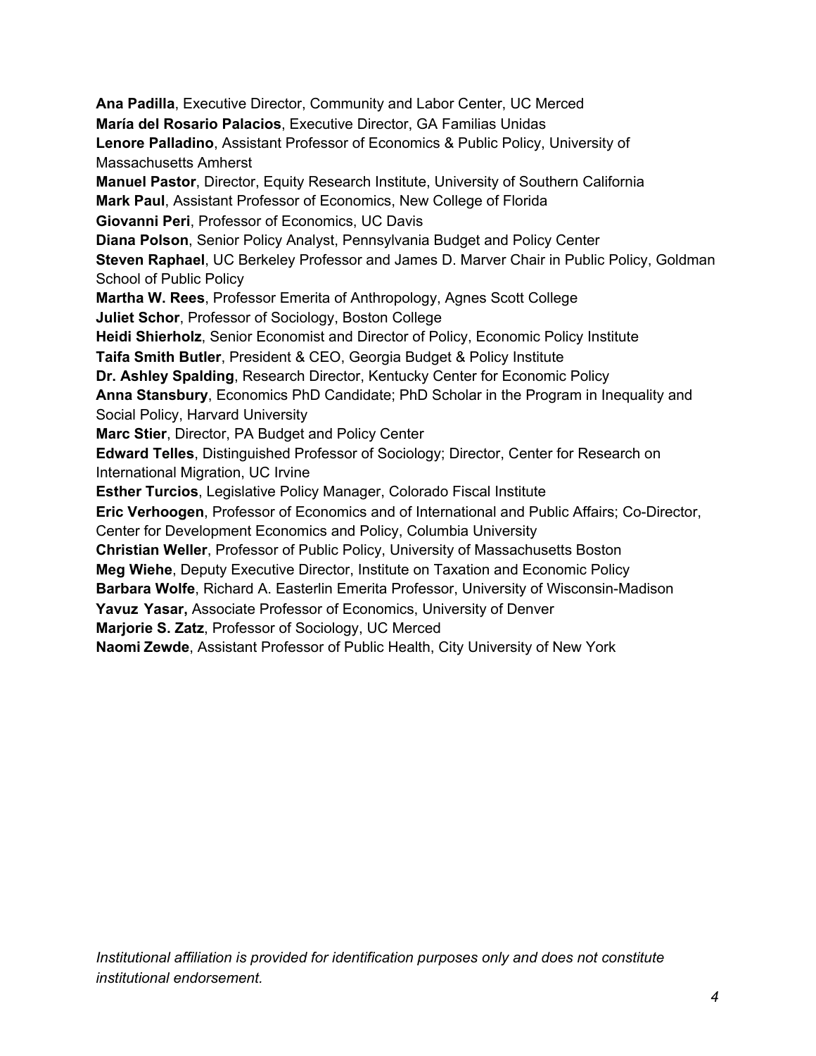**Ana Padilla**, Executive Director, Community and Labor Center, UC Merced
**María del Rosario Palacios**, Executive Director, GA Familias Unidas
**Lenore Palladino**, Assistant Professor of Economics & Public Policy, University of Massachusetts Amherst
**Manuel Pastor**, Director, Equity Research Institute, University of Southern California
**Mark Paul**, Assistant Professor of Economics, New College of Florida
**Giovanni Peri**, Professor of Economics, UC Davis
**Diana Polson**, Senior Policy Analyst, Pennsylvania Budget and Policy Center
**Steven Raphael**, UC Berkeley Professor and James D. Marver Chair in Public Policy, Goldman School of Public Policy
**Martha W. Rees**, Professor Emerita of Anthropology, Agnes Scott College
**Juliet Schor**, Professor of Sociology, Boston College
**Heidi Shierholz**, Senior Economist and Director of Policy, Economic Policy Institute
**Taifa Smith Butler**, President & CEO, Georgia Budget & Policy Institute
**Dr. Ashley Spalding**, Research Director, Kentucky Center for Economic Policy
**Anna Stansbury**, Economics PhD Candidate; PhD Scholar in the Program in Inequality and Social Policy, Harvard University
**Marc Stier**, Director, PA Budget and Policy Center
**Edward Telles**, Distinguished Professor of Sociology; Director, Center for Research on International Migration, UC Irvine
**Esther Turcios**, Legislative Policy Manager, Colorado Fiscal Institute
**Eric Verhoogen**, Professor of Economics and of International and Public Affairs; Co-Director, Center for Development Economics and Policy, Columbia University
**Christian Weller**, Professor of Public Policy, University of Massachusetts Boston
**Meg Wiehe**, Deputy Executive Director, Institute on Taxation and Economic Policy
**Barbara Wolfe**, Richard A. Easterlin Emerita Professor, University of Wisconsin-Madison
**Yavuz Yasar,** Associate Professor of Economics, University of Denver
**Marjorie S. Zatz**, Professor of Sociology, UC Merced
**Naomi Zewde**, Assistant Professor of Public Health, City University of New York

*Institutional affiliation is provided for identification purposes only and does not constitute institutional endorsement.*